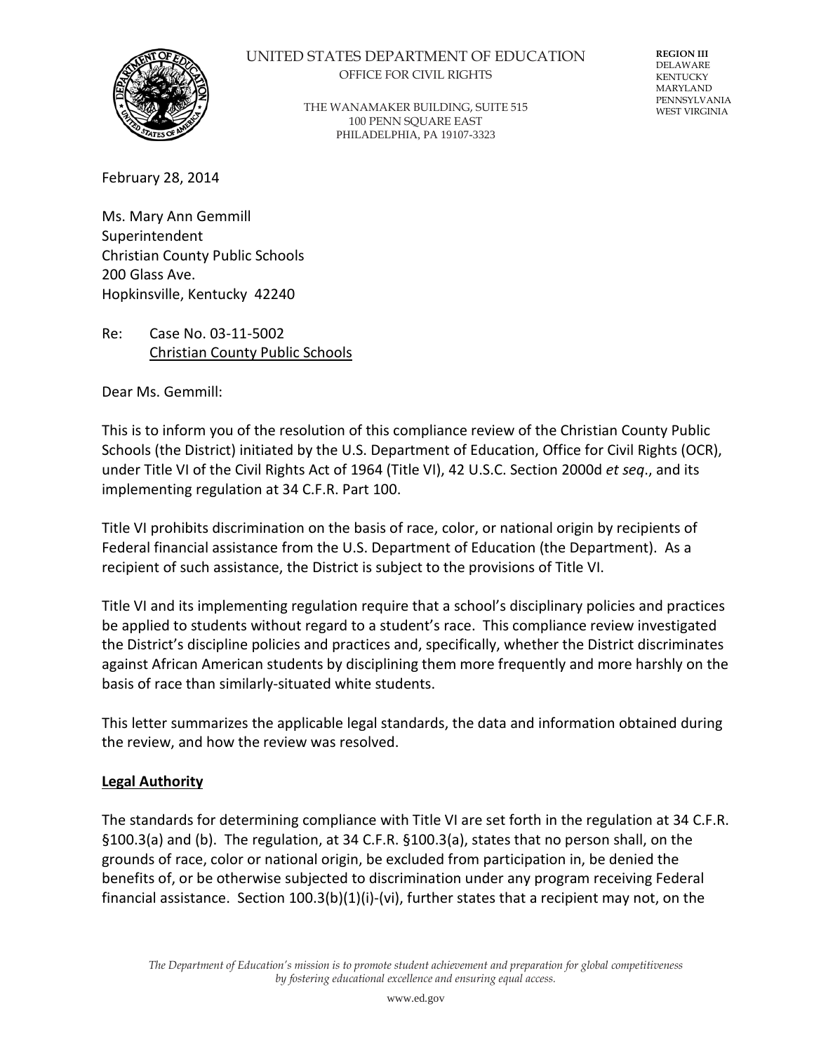UNITED STATES DEPARTMENT OF EDUCATION
OFFICE FOR CIVIL RIGHTS

THE WANAMAKER BUILDING, SUITE 515
100 PENN SQUARE EAST
PHILADELPHIA, PA 19107-3323

**REGION III**
DELAWARE
KENTUCKY
MARYLAND
PENNSYLVANIA
WEST VIRGINIA

February 28, 2014

Ms. Mary Ann Gemmill
Superintendent
Christian County Public Schools
200 Glass Ave.
Hopkinsville, Kentucky 42240

Re: Case No. 03-11-5002
<u>Christian County Public Schools</u>

Dear Ms. Gemmill:

This is to inform you of the resolution of this compliance review of the Christian County Public Schools (the District) initiated by the U.S. Department of Education, Office for Civil Rights (OCR), under Title VI of the Civil Rights Act of 1964 (Title VI), 42 U.S.C. Section 2000d *et seq*., and its implementing regulation at 34 C.F.R. Part 100.

Title VI prohibits discrimination on the basis of race, color, or national origin by recipients of Federal financial assistance from the U.S. Department of Education (the Department). As a recipient of such assistance, the District is subject to the provisions of Title VI.

Title VI and its implementing regulation require that a school's disciplinary policies and practices be applied to students without regard to a student's race. This compliance review investigated the District's discipline policies and practices and, specifically, whether the District discriminates against African American students by disciplining them more frequently and more harshly on the basis of race than similarly-situated white students.

This letter summarizes the applicable legal standards, the data and information obtained during the review, and how the review was resolved.

**<u>Legal Authority</u>**

The standards for determining compliance with Title VI are set forth in the regulation at 34 C.F.R. §100.3(a) and (b). The regulation, at 34 C.F.R. §100.3(a), states that no person shall, on the grounds of race, color or national origin, be excluded from participation in, be denied the benefits of, or be otherwise subjected to discrimination under any program receiving Federal financial assistance. Section 100.3(b)(1)(i)-(vi), further states that a recipient may not, on the

*The Department of Education's mission is to promote student achievement and preparation for global competitiveness by fostering educational excellence and ensuring equal access.*

www.ed.gov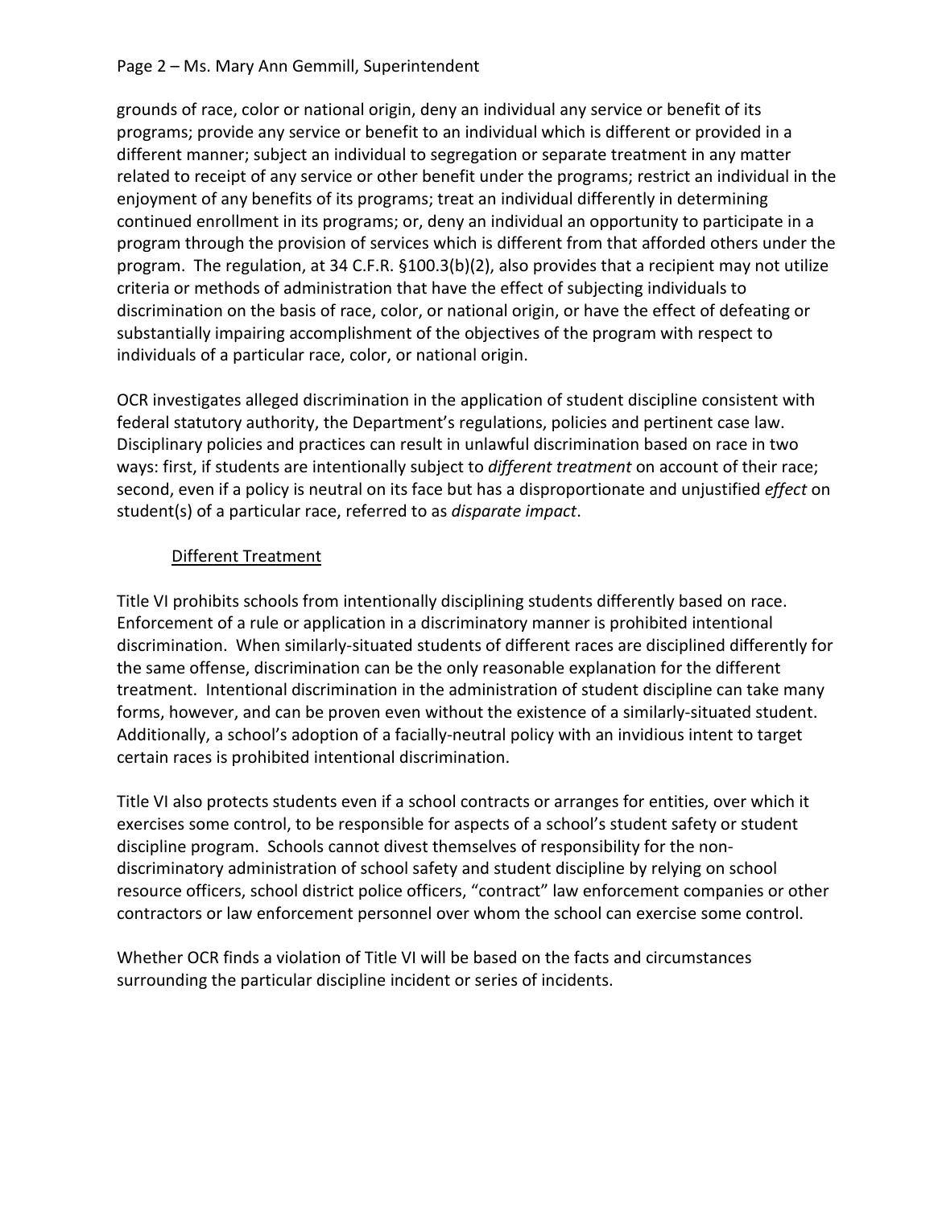grounds of race, color or national origin, deny an individual any service or benefit of its programs; provide any service or benefit to an individual which is different or provided in a different manner; subject an individual to segregation or separate treatment in any matter related to receipt of any service or other benefit under the programs; restrict an individual in the enjoyment of any benefits of its programs; treat an individual differently in determining continued enrollment in its programs; or, deny an individual an opportunity to participate in a program through the provision of services which is different from that afforded others under the program. The regulation, at 34 C.F.R. §100.3(b)(2), also provides that a recipient may not utilize criteria or methods of administration that have the effect of subjecting individuals to discrimination on the basis of race, color, or national origin, or have the effect of defeating or substantially impairing accomplishment of the objectives of the program with respect to individuals of a particular race, color, or national origin.

OCR investigates alleged discrimination in the application of student discipline consistent with federal statutory authority, the Department's regulations, policies and pertinent case law. Disciplinary policies and practices can result in unlawful discrimination based on race in two ways: first, if students are intentionally subject to *different treatment* on account of their race; second, even if a policy is neutral on its face but has a disproportionate and unjustified *effect* on student(s) of a particular race, referred to as *disparate impact*.

Different Treatment

Title VI prohibits schools from intentionally disciplining students differently based on race. Enforcement of a rule or application in a discriminatory manner is prohibited intentional discrimination. When similarly-situated students of different races are disciplined differently for the same offense, discrimination can be the only reasonable explanation for the different treatment. Intentional discrimination in the administration of student discipline can take many forms, however, and can be proven even without the existence of a similarly-situated student. Additionally, a school's adoption of a facially-neutral policy with an invidious intent to target certain races is prohibited intentional discrimination.

Title VI also protects students even if a school contracts or arranges for entities, over which it exercises some control, to be responsible for aspects of a school's student safety or student discipline program. Schools cannot divest themselves of responsibility for the non-discriminatory administration of school safety and student discipline by relying on school resource officers, school district police officers, "contract" law enforcement companies or other contractors or law enforcement personnel over whom the school can exercise some control.

Whether OCR finds a violation of Title VI will be based on the facts and circumstances surrounding the particular discipline incident or series of incidents.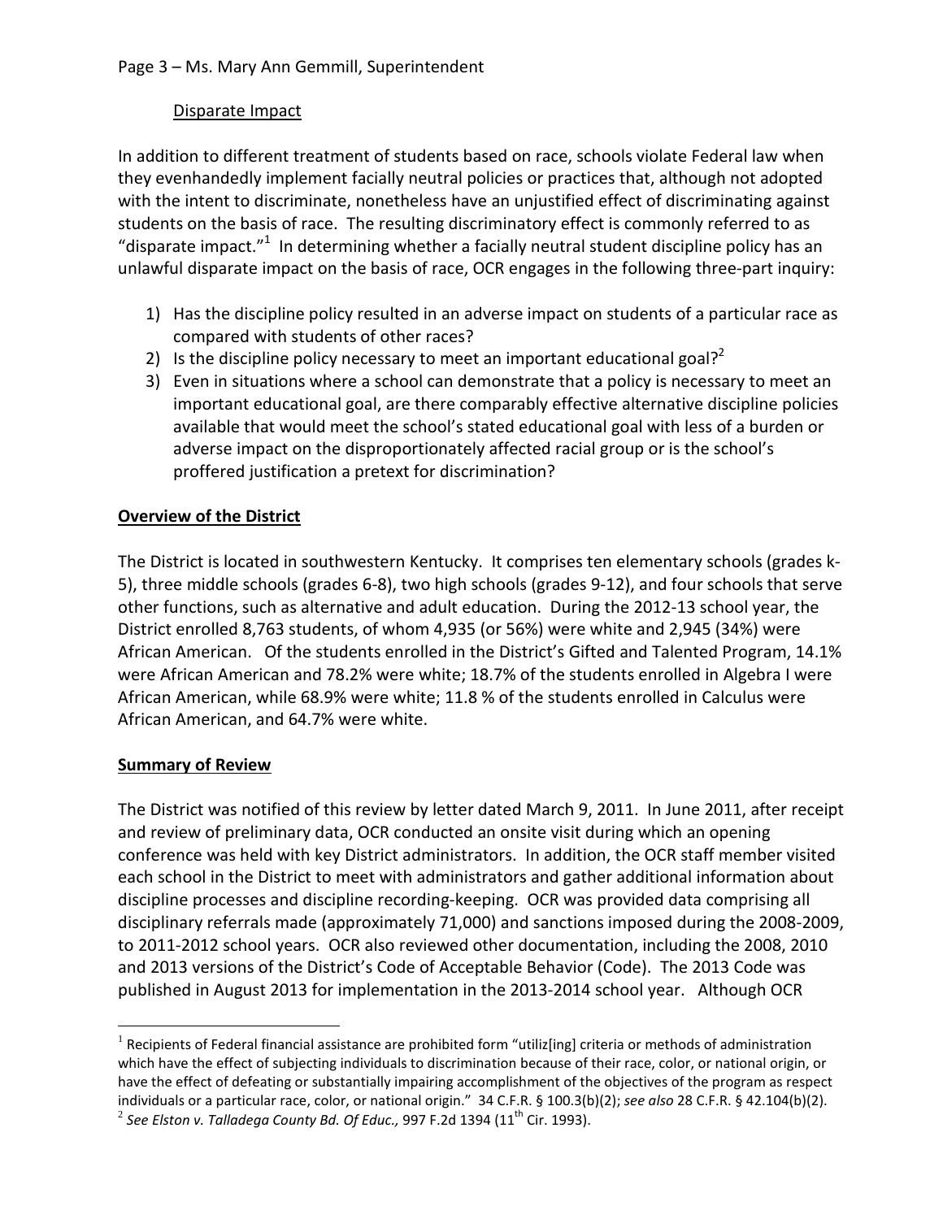Disparate Impact

In addition to different treatment of students based on race, schools violate Federal law when they evenhandedly implement facially neutral policies or practices that, although not adopted with the intent to discriminate, nonetheless have an unjustified effect of discriminating against students on the basis of race. The resulting discriminatory effect is commonly referred to as "disparate impact."[1] In determining whether a facially neutral student discipline policy has an unlawful disparate impact on the basis of race, OCR engages in the following three-part inquiry:

1) Has the discipline policy resulted in an adverse impact on students of a particular race as compared with students of other races?
2) Is the discipline policy necessary to meet an important educational goal?[2]
3) Even in situations where a school can demonstrate that a policy is necessary to meet an important educational goal, are there comparably effective alternative discipline policies available that would meet the school's stated educational goal with less of a burden or adverse impact on the disproportionately affected racial group or is the school's proffered justification a pretext for discrimination?

## Overview of the District

The District is located in southwestern Kentucky. It comprises ten elementary schools (grades k-5), three middle schools (grades 6-8), two high schools (grades 9-12), and four schools that serve other functions, such as alternative and adult education. During the 2012-13 school year, the District enrolled 8,763 students, of whom 4,935 (or 56%) were white and 2,945 (34%) were African American. Of the students enrolled in the District's Gifted and Talented Program, 14.1% were African American and 78.2% were white; 18.7% of the students enrolled in Algebra I were African American, while 68.9% were white; 11.8 % of the students enrolled in Calculus were African American, and 64.7% were white.

## Summary of Review

The District was notified of this review by letter dated March 9, 2011. In June 2011, after receipt and review of preliminary data, OCR conducted an onsite visit during which an opening conference was held with key District administrators. In addition, the OCR staff member visited each school in the District to meet with administrators and gather additional information about discipline processes and discipline recording-keeping. OCR was provided data comprising all disciplinary referrals made (approximately 71,000) and sanctions imposed during the 2008-2009, to 2011-2012 school years. OCR also reviewed other documentation, including the 2008, 2010 and 2013 versions of the District's Code of Acceptable Behavior (Code). The 2013 Code was published in August 2013 for implementation in the 2013-2014 school year. Although OCR

---

[1] Recipients of Federal financial assistance are prohibited form "utiliz[ing] criteria or methods of administration which have the effect of subjecting individuals to discrimination because of their race, color, or national origin, or have the effect of defeating or substantially impairing accomplishment of the objectives of the program as respect individuals or a particular race, color, or national origin." 34 C.F.R. § 100.3(b)(2); *see also* 28 C.F.R. § 42.104(b)(2).

[2] *See Elston v. Talladega County Bd. Of Educ.,* 997 F.2d 1394 (11th Cir. 1993).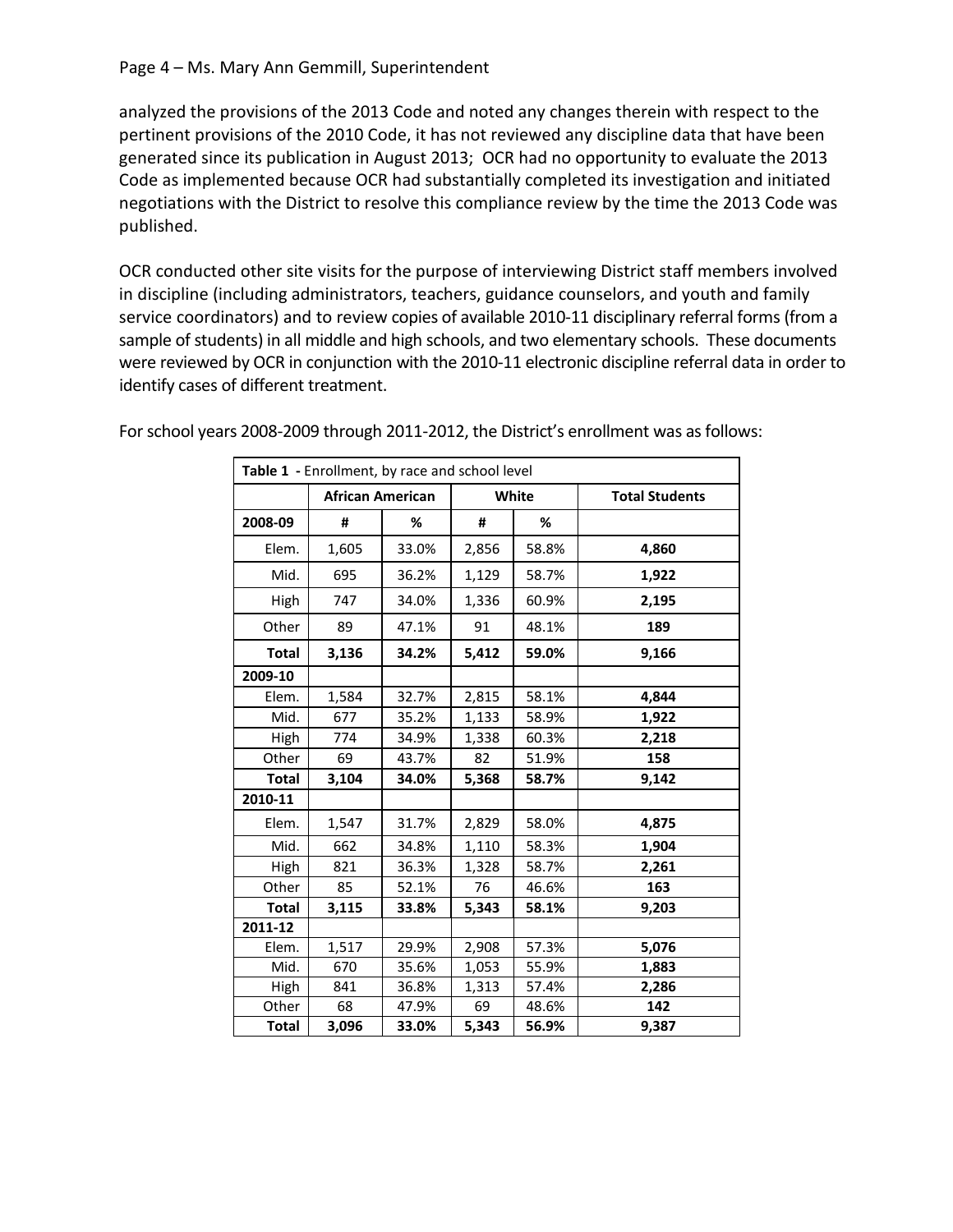analyzed the provisions of the 2013 Code and noted any changes therein with respect to the pertinent provisions of the 2010 Code, it has not reviewed any discipline data that have been generated since its publication in August 2013; OCR had no opportunity to evaluate the 2013 Code as implemented because OCR had substantially completed its investigation and initiated negotiations with the District to resolve this compliance review by the time the 2013 Code was published.

OCR conducted other site visits for the purpose of interviewing District staff members involved in discipline (including administrators, teachers, guidance counselors, and youth and family service coordinators) and to review copies of available 2010-11 disciplinary referral forms (from a sample of students) in all middle and high schools, and two elementary schools. These documents were reviewed by OCR in conjunction with the 2010-11 electronic discipline referral data in order to identify cases of different treatment.

For school years 2008-2009 through 2011-2012, the District's enrollment was as follows:

| **Table 1** - Enrollment, by race and school level | | | | | |
|---|---|---|---|---|---|
| | **African American** | | **White** | | **Total Students** |
| **2008-09** | **#** | **%** | **#** | **%** | |
| Elem. | 1,605 | 33.0% | 2,856 | 58.8% | **4,860** |
| Mid. | 695 | 36.2% | 1,129 | 58.7% | **1,922** |
| High | 747 | 34.0% | 1,336 | 60.9% | **2,195** |
| Other | 89 | 47.1% | 91 | 48.1% | **189** |
| **Total** | **3,136** | **34.2%** | **5,412** | **59.0%** | **9,166** |
| **2009-10** | | | | | |
| Elem. | 1,584 | 32.7% | 2,815 | 58.1% | **4,844** |
| Mid. | 677 | 35.2% | 1,133 | 58.9% | **1,922** |
| High | 774 | 34.9% | 1,338 | 60.3% | **2,218** |
| Other | 69 | 43.7% | 82 | 51.9% | **158** |
| **Total** | **3,104** | **34.0%** | **5,368** | **58.7%** | **9,142** |
| **2010-11** | | | | | |
| Elem. | 1,547 | 31.7% | 2,829 | 58.0% | **4,875** |
| Mid. | 662 | 34.8% | 1,110 | 58.3% | **1,904** |
| High | 821 | 36.3% | 1,328 | 58.7% | **2,261** |
| Other | 85 | 52.1% | 76 | 46.6% | **163** |
| **Total** | **3,115** | **33.8%** | **5,343** | **58.1%** | **9,203** |
| **2011-12** | | | | | |
| Elem. | 1,517 | 29.9% | 2,908 | 57.3% | **5,076** |
| Mid. | 670 | 35.6% | 1,053 | 55.9% | **1,883** |
| High | 841 | 36.8% | 1,313 | 57.4% | **2,286** |
| Other | 68 | 47.9% | 69 | 48.6% | **142** |
| **Total** | **3,096** | **33.0%** | **5,343** | **56.9%** | **9,387** |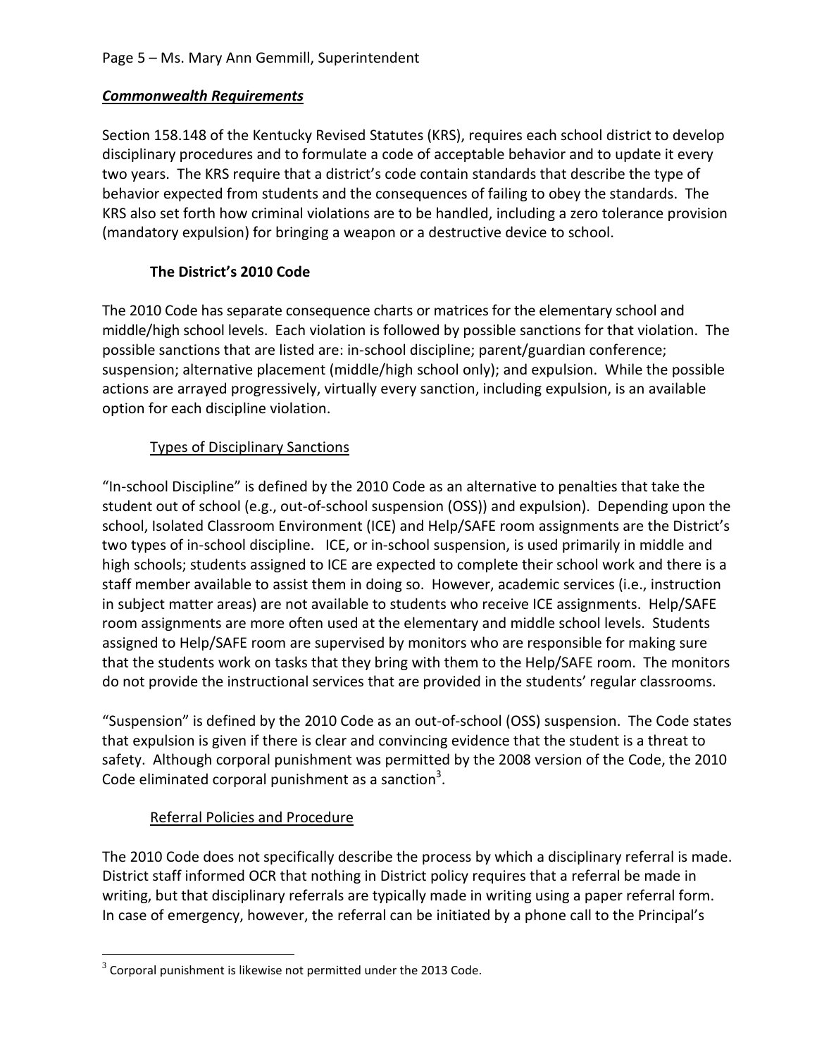***Commonwealth Requirements***

Section 158.148 of the Kentucky Revised Statutes (KRS), requires each school district to develop disciplinary procedures and to formulate a code of acceptable behavior and to update it every two years. The KRS require that a district's code contain standards that describe the type of behavior expected from students and the consequences of failing to obey the standards. The KRS also set forth how criminal violations are to be handled, including a zero tolerance provision (mandatory expulsion) for bringing a weapon or a destructive device to school.

**The District's 2010 Code**

The 2010 Code has separate consequence charts or matrices for the elementary school and middle/high school levels. Each violation is followed by possible sanctions for that violation. The possible sanctions that are listed are: in-school discipline; parent/guardian conference; suspension; alternative placement (middle/high school only); and expulsion. While the possible actions are arrayed progressively, virtually every sanction, including expulsion, is an available option for each discipline violation.

Types of Disciplinary Sanctions

"In-school Discipline" is defined by the 2010 Code as an alternative to penalties that take the student out of school (e.g., out-of-school suspension (OSS)) and expulsion). Depending upon the school, Isolated Classroom Environment (ICE) and Help/SAFE room assignments are the District's two types of in-school discipline. ICE, or in-school suspension, is used primarily in middle and high schools; students assigned to ICE are expected to complete their school work and there is a staff member available to assist them in doing so. However, academic services (i.e., instruction in subject matter areas) are not available to students who receive ICE assignments. Help/SAFE room assignments are more often used at the elementary and middle school levels. Students assigned to Help/SAFE room are supervised by monitors who are responsible for making sure that the students work on tasks that they bring with them to the Help/SAFE room. The monitors do not provide the instructional services that are provided in the students' regular classrooms.

"Suspension" is defined by the 2010 Code as an out-of-school (OSS) suspension. The Code states that expulsion is given if there is clear and convincing evidence that the student is a threat to safety. Although corporal punishment was permitted by the 2008 version of the Code, the 2010 Code eliminated corporal punishment as a sanction[3].

Referral Policies and Procedure

The 2010 Code does not specifically describe the process by which a disciplinary referral is made. District staff informed OCR that nothing in District policy requires that a referral be made in writing, but that disciplinary referrals are typically made in writing using a paper referral form. In case of emergency, however, the referral can be initiated by a phone call to the Principal's

[3] Corporal punishment is likewise not permitted under the 2013 Code.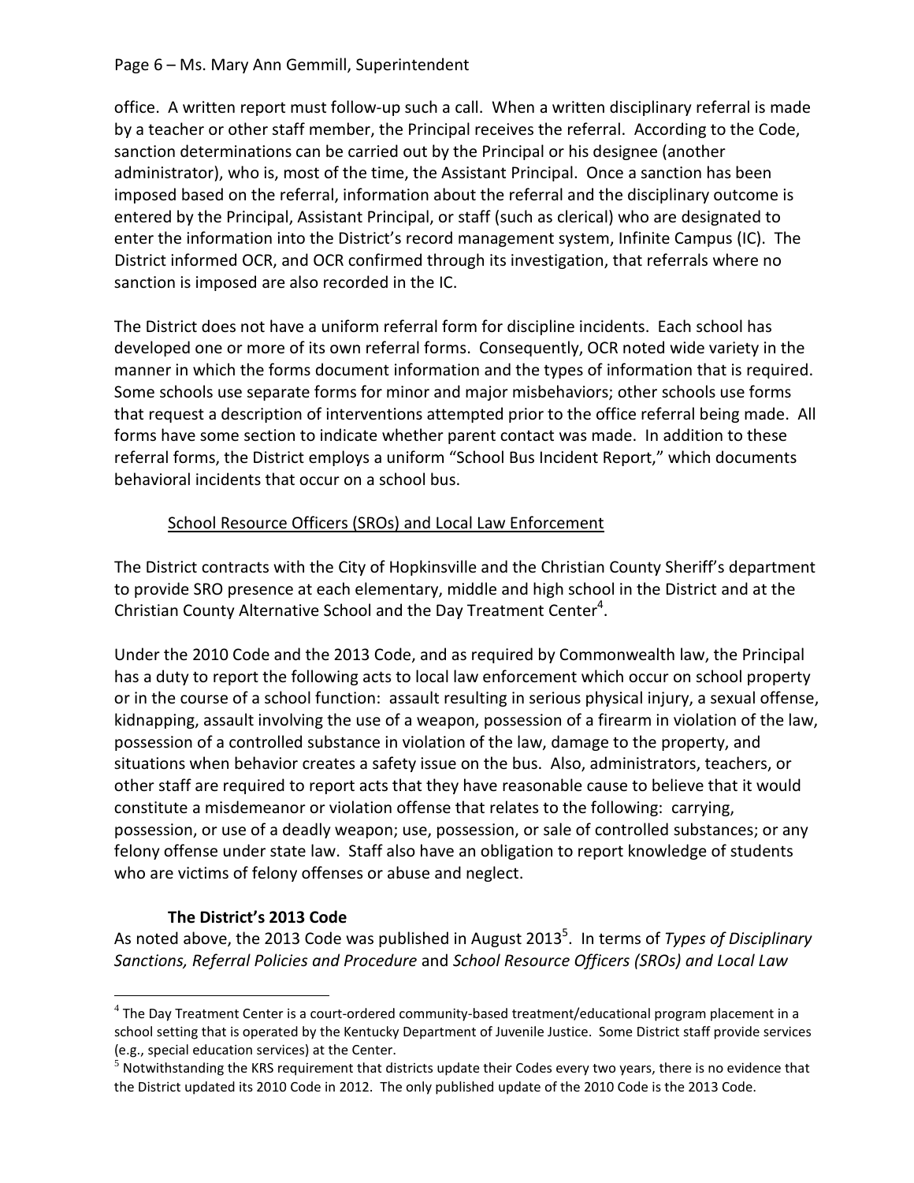office. A written report must follow-up such a call. When a written disciplinary referral is made by a teacher or other staff member, the Principal receives the referral. According to the Code, sanction determinations can be carried out by the Principal or his designee (another administrator), who is, most of the time, the Assistant Principal. Once a sanction has been imposed based on the referral, information about the referral and the disciplinary outcome is entered by the Principal, Assistant Principal, or staff (such as clerical) who are designated to enter the information into the District's record management system, Infinite Campus (IC). The District informed OCR, and OCR confirmed through its investigation, that referrals where no sanction is imposed are also recorded in the IC.

The District does not have a uniform referral form for discipline incidents. Each school has developed one or more of its own referral forms. Consequently, OCR noted wide variety in the manner in which the forms document information and the types of information that is required. Some schools use separate forms for minor and major misbehaviors; other schools use forms that request a description of interventions attempted prior to the office referral being made. All forms have some section to indicate whether parent contact was made. In addition to these referral forms, the District employs a uniform "School Bus Incident Report," which documents behavioral incidents that occur on a school bus.

School Resource Officers (SROs) and Local Law Enforcement

The District contracts with the City of Hopkinsville and the Christian County Sheriff's department to provide SRO presence at each elementary, middle and high school in the District and at the Christian County Alternative School and the Day Treatment Center[4].

Under the 2010 Code and the 2013 Code, and as required by Commonwealth law, the Principal has a duty to report the following acts to local law enforcement which occur on school property or in the course of a school function: assault resulting in serious physical injury, a sexual offense, kidnapping, assault involving the use of a weapon, possession of a firearm in violation of the law, possession of a controlled substance in violation of the law, damage to the property, and situations when behavior creates a safety issue on the bus. Also, administrators, teachers, or other staff are required to report acts that they have reasonable cause to believe that it would constitute a misdemeanor or violation offense that relates to the following: carrying, possession, or use of a deadly weapon; use, possession, or sale of controlled substances; or any felony offense under state law. Staff also have an obligation to report knowledge of students who are victims of felony offenses or abuse and neglect.

### The District's 2013 Code

As noted above, the 2013 Code was published in August 2013[5]. In terms of *Types of Disciplinary Sanctions, Referral Policies and Procedure* and *School Resource Officers (SROs) and Local Law*

[4] The Day Treatment Center is a court-ordered community-based treatment/educational program placement in a school setting that is operated by the Kentucky Department of Juvenile Justice. Some District staff provide services (e.g., special education services) at the Center.

[5] Notwithstanding the KRS requirement that districts update their Codes every two years, there is no evidence that the District updated its 2010 Code in 2012. The only published update of the 2010 Code is the 2013 Code.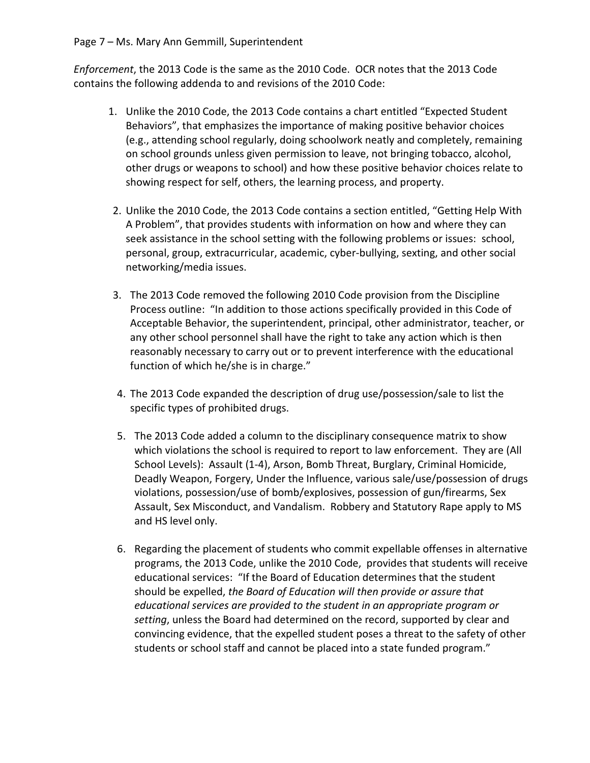*Enforcement*, the 2013 Code is the same as the 2010 Code. OCR notes that the 2013 Code contains the following addenda to and revisions of the 2010 Code:

1. Unlike the 2010 Code, the 2013 Code contains a chart entitled "Expected Student Behaviors", that emphasizes the importance of making positive behavior choices (e.g., attending school regularly, doing schoolwork neatly and completely, remaining on school grounds unless given permission to leave, not bringing tobacco, alcohol, other drugs or weapons to school) and how these positive behavior choices relate to showing respect for self, others, the learning process, and property.

2. Unlike the 2010 Code, the 2013 Code contains a section entitled, "Getting Help With A Problem", that provides students with information on how and where they can seek assistance in the school setting with the following problems or issues: school, personal, group, extracurricular, academic, cyber-bullying, sexting, and other social networking/media issues.

3. The 2013 Code removed the following 2010 Code provision from the Discipline Process outline: "In addition to those actions specifically provided in this Code of Acceptable Behavior, the superintendent, principal, other administrator, teacher, or any other school personnel shall have the right to take any action which is then reasonably necessary to carry out or to prevent interference with the educational function of which he/she is in charge."

4. The 2013 Code expanded the description of drug use/possession/sale to list the specific types of prohibited drugs.

5. The 2013 Code added a column to the disciplinary consequence matrix to show which violations the school is required to report to law enforcement. They are (All School Levels): Assault (1-4), Arson, Bomb Threat, Burglary, Criminal Homicide, Deadly Weapon, Forgery, Under the Influence, various sale/use/possession of drugs violations, possession/use of bomb/explosives, possession of gun/firearms, Sex Assault, Sex Misconduct, and Vandalism. Robbery and Statutory Rape apply to MS and HS level only.

6. Regarding the placement of students who commit expellable offenses in alternative programs, the 2013 Code, unlike the 2010 Code, provides that students will receive educational services: "If the Board of Education determines that the student should be expelled, *the Board of Education will then provide or assure that educational services are provided to the student in an appropriate program or setting*, unless the Board had determined on the record, supported by clear and convincing evidence, that the expelled student poses a threat to the safety of other students or school staff and cannot be placed into a state funded program."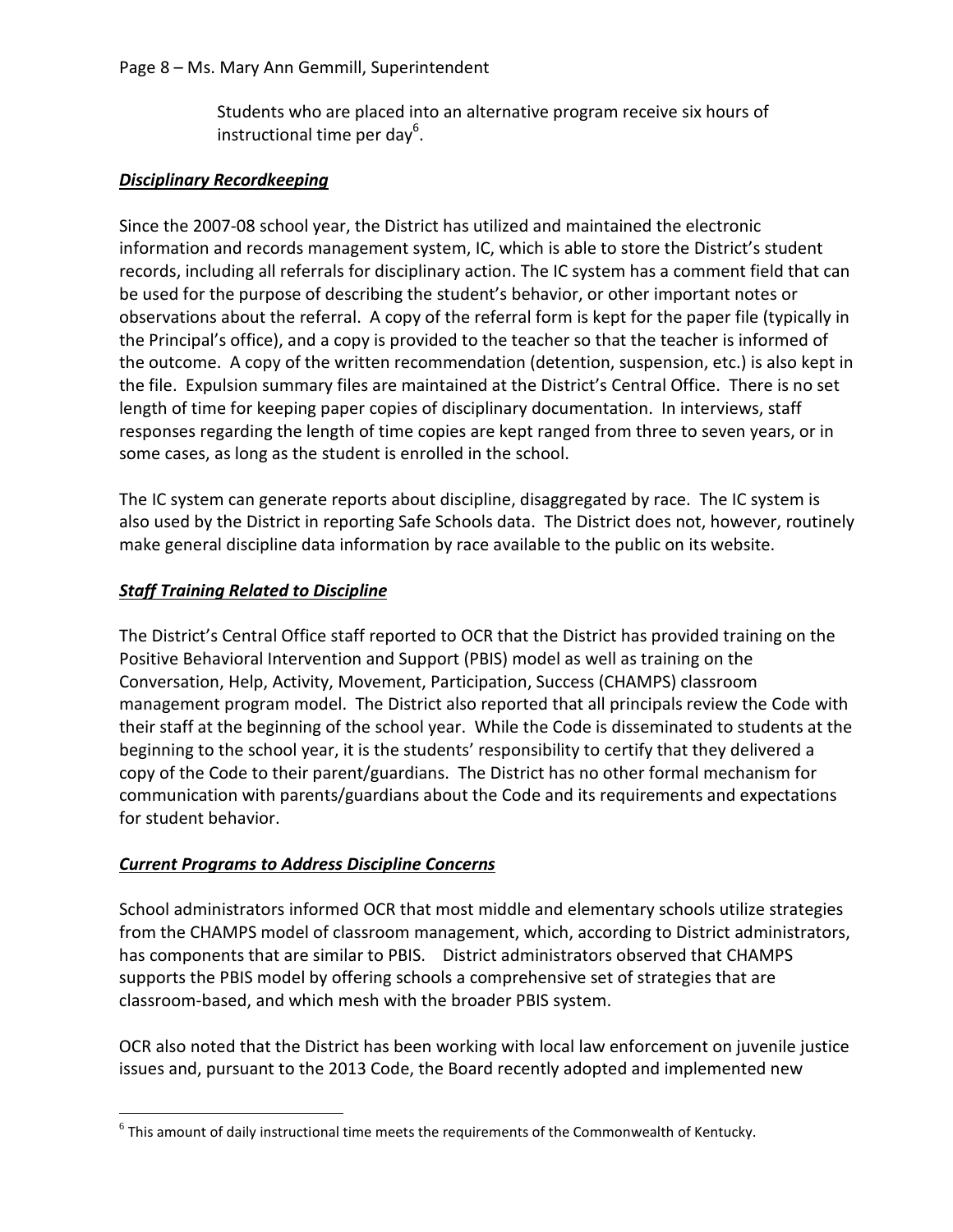Students who are placed into an alternative program receive six hours of instructional time per day[6].

***Disciplinary Recordkeeping***

Since the 2007-08 school year, the District has utilized and maintained the electronic information and records management system, IC, which is able to store the District's student records, including all referrals for disciplinary action. The IC system has a comment field that can be used for the purpose of describing the student's behavior, or other important notes or observations about the referral. A copy of the referral form is kept for the paper file (typically in the Principal's office), and a copy is provided to the teacher so that the teacher is informed of the outcome. A copy of the written recommendation (detention, suspension, etc.) is also kept in the file. Expulsion summary files are maintained at the District's Central Office. There is no set length of time for keeping paper copies of disciplinary documentation. In interviews, staff responses regarding the length of time copies are kept ranged from three to seven years, or in some cases, as long as the student is enrolled in the school.

The IC system can generate reports about discipline, disaggregated by race. The IC system is also used by the District in reporting Safe Schools data. The District does not, however, routinely make general discipline data information by race available to the public on its website.

***Staff Training Related to Discipline***

The District's Central Office staff reported to OCR that the District has provided training on the Positive Behavioral Intervention and Support (PBIS) model as well as training on the Conversation, Help, Activity, Movement, Participation, Success (CHAMPS) classroom management program model. The District also reported that all principals review the Code with their staff at the beginning of the school year. While the Code is disseminated to students at the beginning to the school year, it is the students' responsibility to certify that they delivered a copy of the Code to their parent/guardians. The District has no other formal mechanism for communication with parents/guardians about the Code and its requirements and expectations for student behavior.

***Current Programs to Address Discipline Concerns***

School administrators informed OCR that most middle and elementary schools utilize strategies from the CHAMPS model of classroom management, which, according to District administrators, has components that are similar to PBIS. District administrators observed that CHAMPS supports the PBIS model by offering schools a comprehensive set of strategies that are classroom-based, and which mesh with the broader PBIS system.

OCR also noted that the District has been working with local law enforcement on juvenile justice issues and, pursuant to the 2013 Code, the Board recently adopted and implemented new

---

[6] This amount of daily instructional time meets the requirements of the Commonwealth of Kentucky.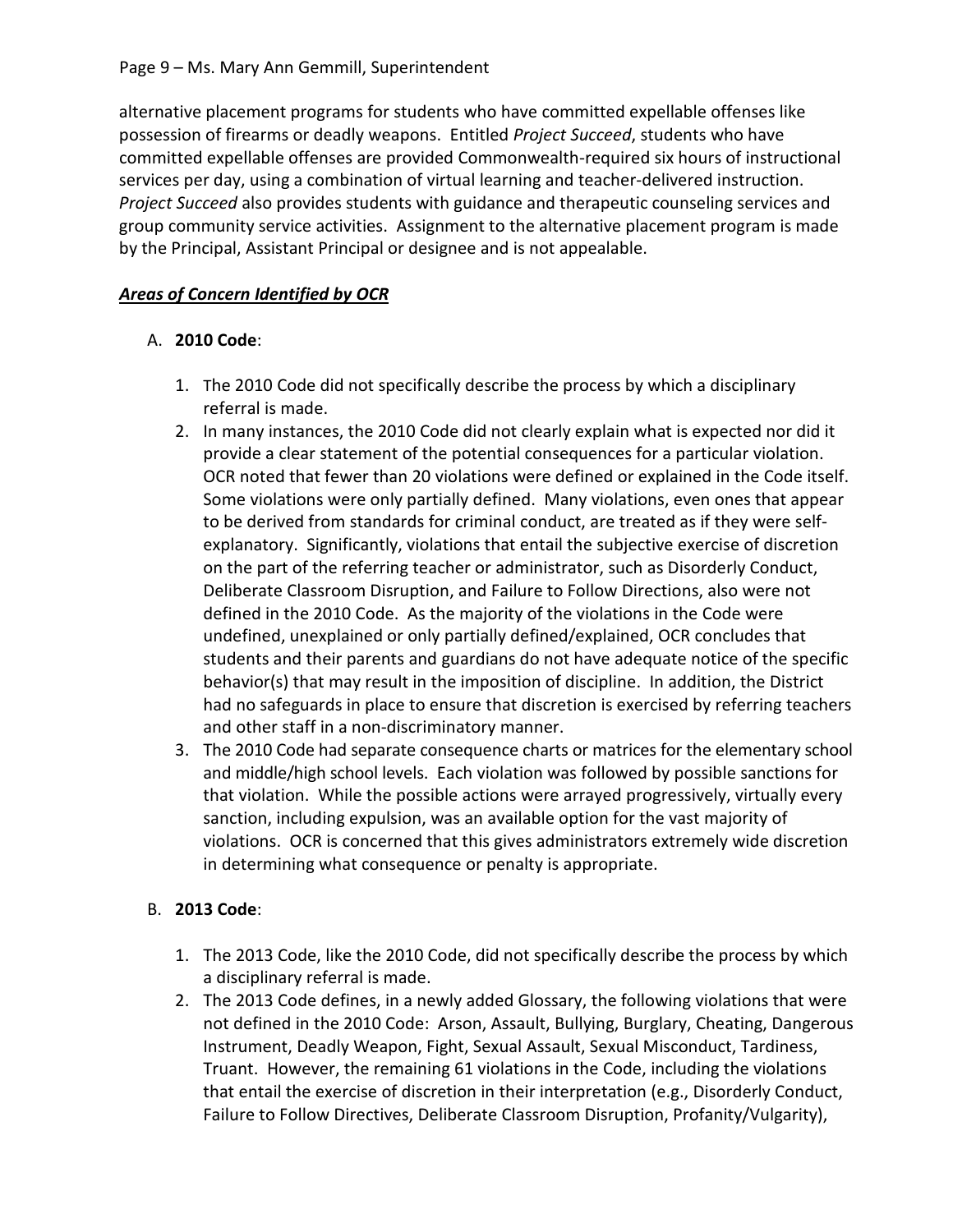alternative placement programs for students who have committed expellable offenses like possession of firearms or deadly weapons. Entitled *Project Succeed*, students who have committed expellable offenses are provided Commonwealth-required six hours of instructional services per day, using a combination of virtual learning and teacher-delivered instruction. *Project Succeed* also provides students with guidance and therapeutic counseling services and group community service activities. Assignment to the alternative placement program is made by the Principal, Assistant Principal or designee and is not appealable.

***Areas of Concern Identified by OCR***

A. **2010 Code**:

1. The 2010 Code did not specifically describe the process by which a disciplinary referral is made.
2. In many instances, the 2010 Code did not clearly explain what is expected nor did it provide a clear statement of the potential consequences for a particular violation. OCR noted that fewer than 20 violations were defined or explained in the Code itself. Some violations were only partially defined. Many violations, even ones that appear to be derived from standards for criminal conduct, are treated as if they were self-explanatory. Significantly, violations that entail the subjective exercise of discretion on the part of the referring teacher or administrator, such as Disorderly Conduct, Deliberate Classroom Disruption, and Failure to Follow Directions, also were not defined in the 2010 Code. As the majority of the violations in the Code were undefined, unexplained or only partially defined/explained, OCR concludes that students and their parents and guardians do not have adequate notice of the specific behavior(s) that may result in the imposition of discipline. In addition, the District had no safeguards in place to ensure that discretion is exercised by referring teachers and other staff in a non-discriminatory manner.
3. The 2010 Code had separate consequence charts or matrices for the elementary school and middle/high school levels. Each violation was followed by possible sanctions for that violation. While the possible actions were arrayed progressively, virtually every sanction, including expulsion, was an available option for the vast majority of violations. OCR is concerned that this gives administrators extremely wide discretion in determining what consequence or penalty is appropriate.

B. **2013 Code**:

1. The 2013 Code, like the 2010 Code, did not specifically describe the process by which a disciplinary referral is made.
2. The 2013 Code defines, in a newly added Glossary, the following violations that were not defined in the 2010 Code: Arson, Assault, Bullying, Burglary, Cheating, Dangerous Instrument, Deadly Weapon, Fight, Sexual Assault, Sexual Misconduct, Tardiness, Truant. However, the remaining 61 violations in the Code, including the violations that entail the exercise of discretion in their interpretation (e.g., Disorderly Conduct, Failure to Follow Directives, Deliberate Classroom Disruption, Profanity/Vulgarity),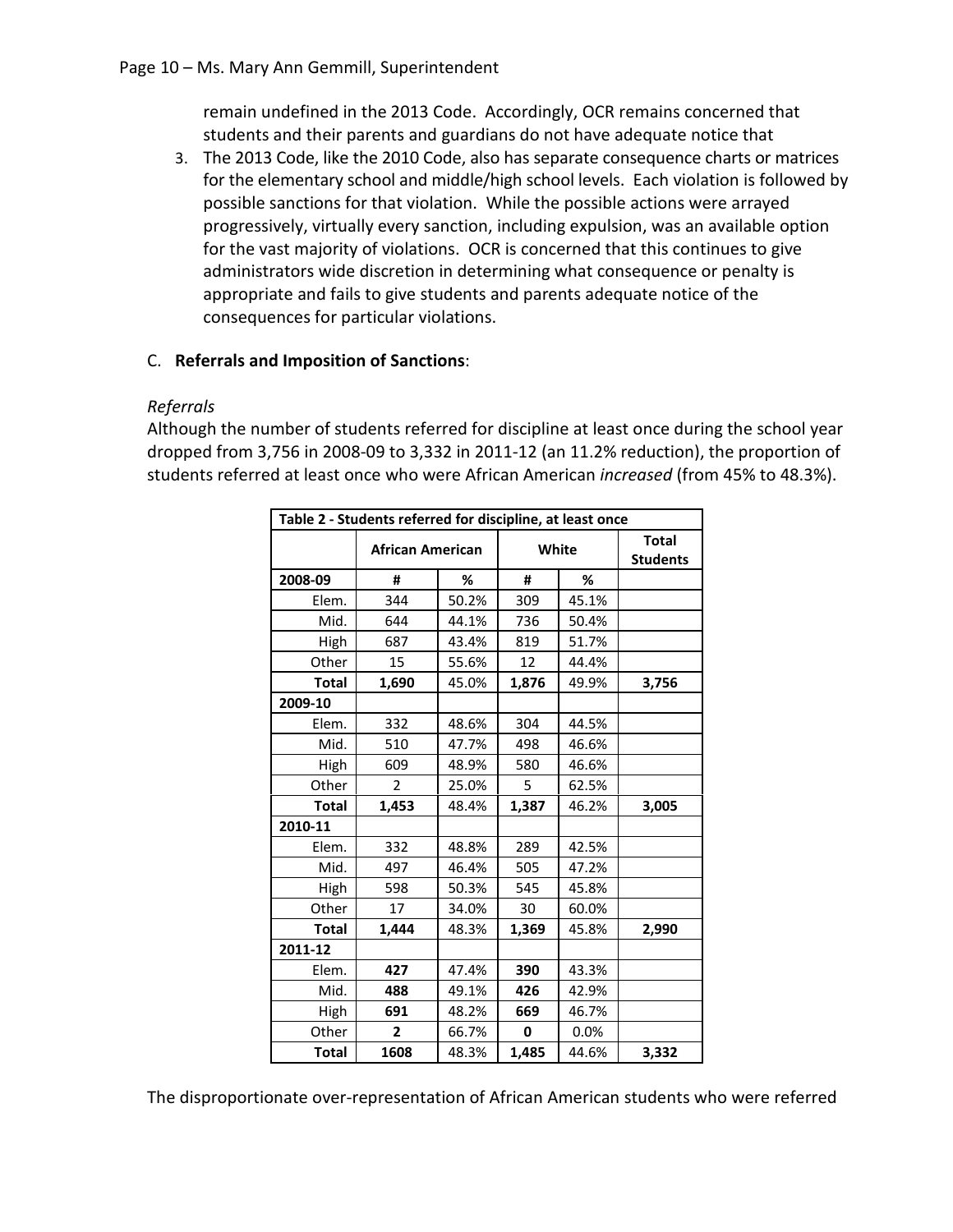remain undefined in the 2013 Code. Accordingly, OCR remains concerned that students and their parents and guardians do not have adequate notice that

3. The 2013 Code, like the 2010 Code, also has separate consequence charts or matrices for the elementary school and middle/high school levels. Each violation is followed by possible sanctions for that violation. While the possible actions were arrayed progressively, virtually every sanction, including expulsion, was an available option for the vast majority of violations. OCR is concerned that this continues to give administrators wide discretion in determining what consequence or penalty is appropriate and fails to give students and parents adequate notice of the consequences for particular violations.

C. **Referrals and Imposition of Sanctions**:

*Referrals*

Although the number of students referred for discipline at least once during the school year dropped from 3,756 in 2008-09 to 3,332 in 2011-12 (an 11.2% reduction), the proportion of students referred at least once who were African American *increased* (from 45% to 48.3%).

| **Table 2 - Students referred for discipline, at least once** | | | | | |
|---|---|---|---|---|---|
| | **African American** | | **White** | | **Total Students** |
| **2008-09** | **#** | **%** | **#** | **%** | |
| Elem. | 344 | 50.2% | 309 | 45.1% | |
| Mid. | 644 | 44.1% | 736 | 50.4% | |
| High | 687 | 43.4% | 819 | 51.7% | |
| Other | 15 | 55.6% | 12 | 44.4% | |
| **Total** | **1,690** | 45.0% | **1,876** | 49.9% | **3,756** |
| **2009-10** | | | | | |
| Elem. | 332 | 48.6% | 304 | 44.5% | |
| Mid. | 510 | 47.7% | 498 | 46.6% | |
| High | 609 | 48.9% | 580 | 46.6% | |
| Other | 2 | 25.0% | 5 | 62.5% | |
| **Total** | **1,453** | 48.4% | **1,387** | 46.2% | **3,005** |
| **2010-11** | | | | | |
| Elem. | 332 | 48.8% | 289 | 42.5% | |
| Mid. | 497 | 46.4% | 505 | 47.2% | |
| High | 598 | 50.3% | 545 | 45.8% | |
| Other | 17 | 34.0% | 30 | 60.0% | |
| **Total** | **1,444** | 48.3% | **1,369** | 45.8% | **2,990** |
| **2011-12** | | | | | |
| Elem. | **427** | 47.4% | **390** | 43.3% | |
| Mid. | **488** | 49.1% | **426** | 42.9% | |
| High | **691** | 48.2% | **669** | 46.7% | |
| Other | **2** | 66.7% | **0** | 0.0% | |
| **Total** | **1608** | 48.3% | **1,485** | 44.6% | **3,332** |

The disproportionate over-representation of African American students who were referred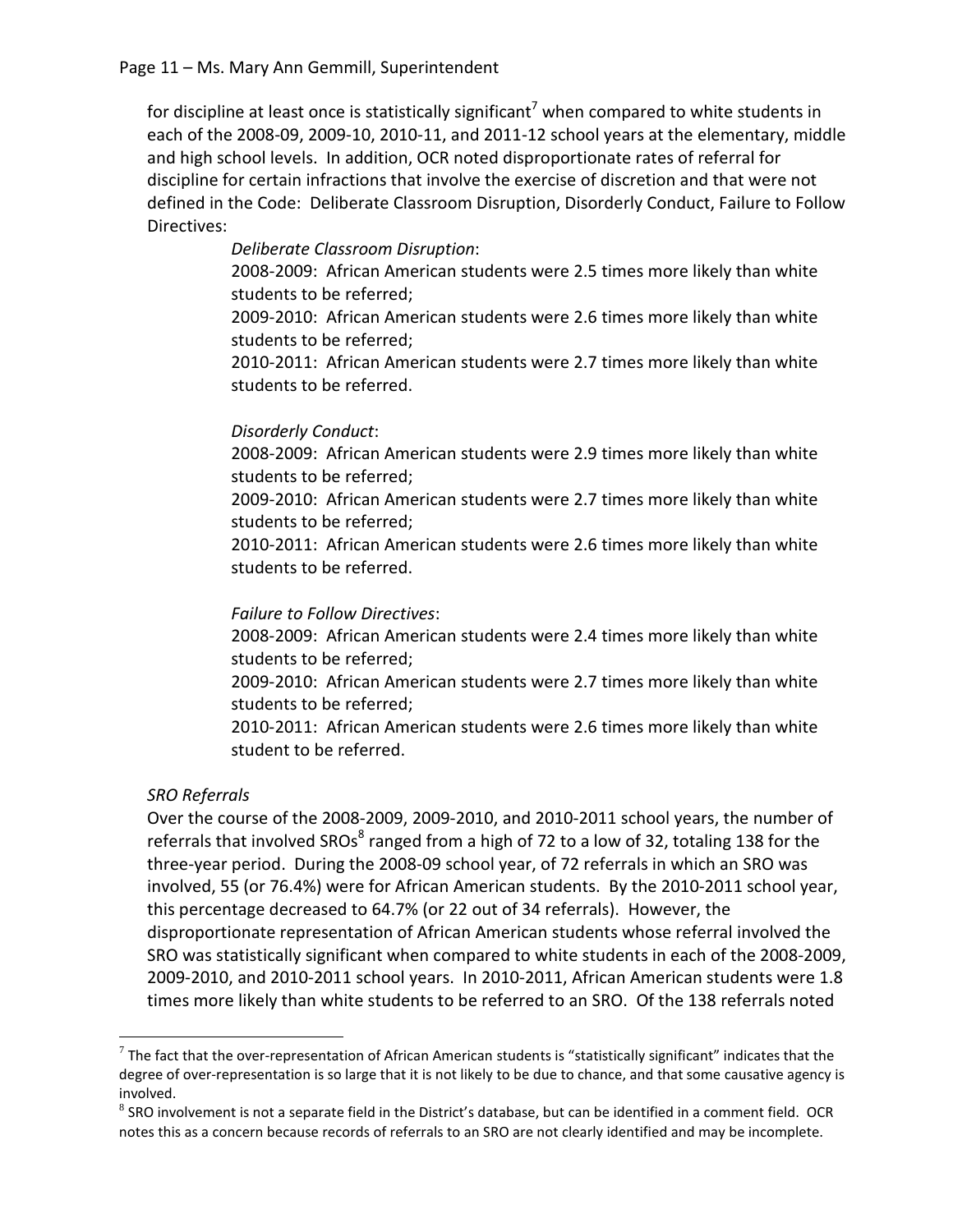for discipline at least once is statistically significant[7] when compared to white students in each of the 2008-09, 2009-10, 2010-11, and 2011-12 school years at the elementary, middle and high school levels. In addition, OCR noted disproportionate rates of referral for discipline for certain infractions that involve the exercise of discretion and that were not defined in the Code: Deliberate Classroom Disruption, Disorderly Conduct, Failure to Follow Directives:

> *Deliberate Classroom Disruption*:
> 2008-2009: African American students were 2.5 times more likely than white students to be referred;
> 2009-2010: African American students were 2.6 times more likely than white students to be referred;
> 2010-2011: African American students were 2.7 times more likely than white students to be referred.
>
> *Disorderly Conduct*:
> 2008-2009: African American students were 2.9 times more likely than white students to be referred;
> 2009-2010: African American students were 2.7 times more likely than white students to be referred;
> 2010-2011: African American students were 2.6 times more likely than white students to be referred.
>
> *Failure to Follow Directives*:
> 2008-2009: African American students were 2.4 times more likely than white students to be referred;
> 2009-2010: African American students were 2.7 times more likely than white students to be referred;
> 2010-2011: African American students were 2.6 times more likely than white student to be referred.

*SRO Referrals*

Over the course of the 2008-2009, 2009-2010, and 2010-2011 school years, the number of referrals that involved SROs[8] ranged from a high of 72 to a low of 32, totaling 138 for the three-year period. During the 2008-09 school year, of 72 referrals in which an SRO was involved, 55 (or 76.4%) were for African American students. By the 2010-2011 school year, this percentage decreased to 64.7% (or 22 out of 34 referrals). However, the disproportionate representation of African American students whose referral involved the SRO was statistically significant when compared to white students in each of the 2008-2009, 2009-2010, and 2010-2011 school years. In 2010-2011, African American students were 1.8 times more likely than white students to be referred to an SRO. Of the 138 referrals noted

---

[7] The fact that the over-representation of African American students is "statistically significant" indicates that the degree of over-representation is so large that it is not likely to be due to chance, and that some causative agency is involved.

[8] SRO involvement is not a separate field in the District's database, but can be identified in a comment field. OCR notes this as a concern because records of referrals to an SRO are not clearly identified and may be incomplete.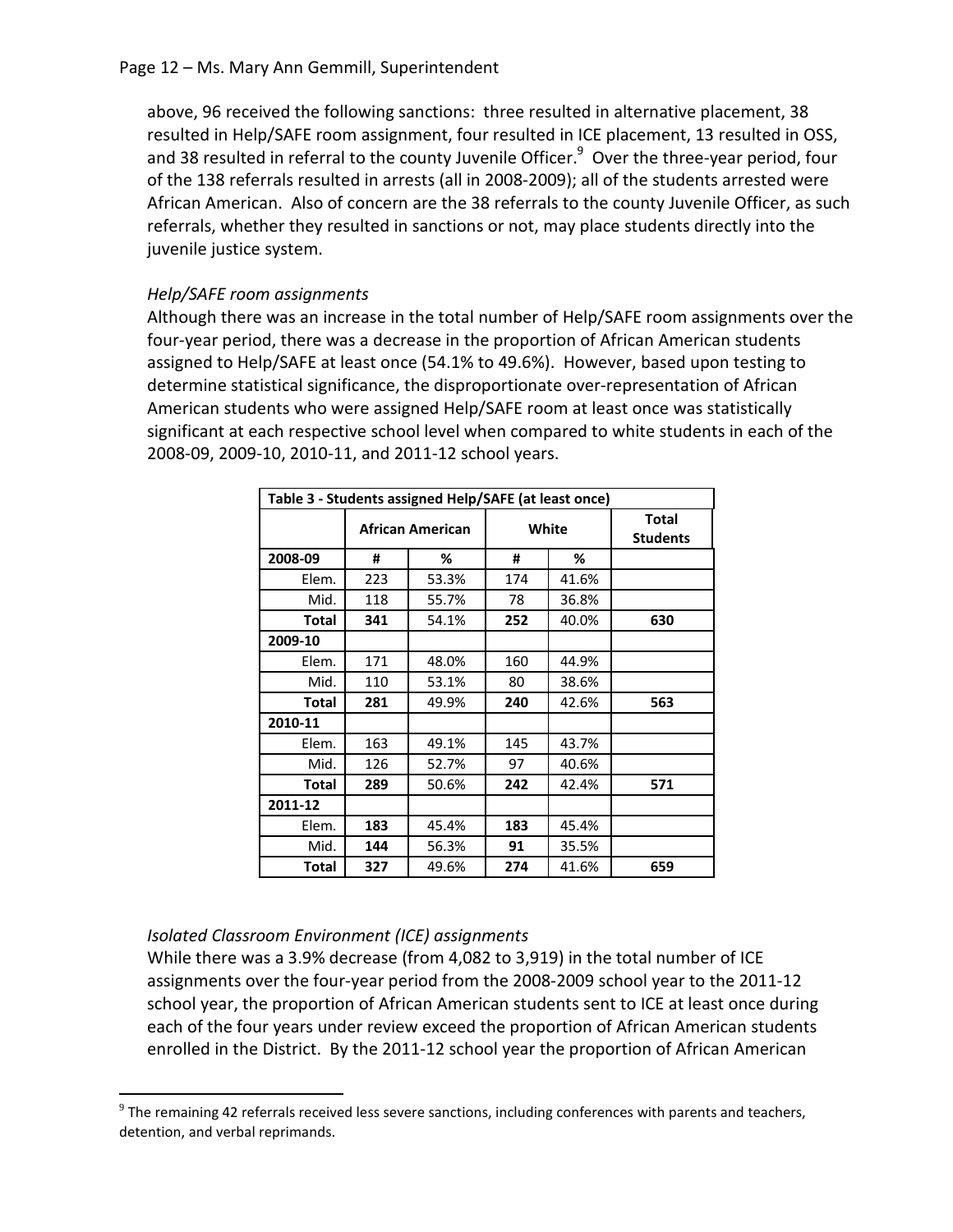above, 96 received the following sanctions: three resulted in alternative placement, 38 resulted in Help/SAFE room assignment, four resulted in ICE placement, 13 resulted in OSS, and 38 resulted in referral to the county Juvenile Officer.[9] Over the three-year period, four of the 138 referrals resulted in arrests (all in 2008-2009); all of the students arrested were African American. Also of concern are the 38 referrals to the county Juvenile Officer, as such referrals, whether they resulted in sanctions or not, may place students directly into the juvenile justice system.

*Help/SAFE room assignments*

Although there was an increase in the total number of Help/SAFE room assignments over the four-year period, there was a decrease in the proportion of African American students assigned to Help/SAFE at least once (54.1% to 49.6%). However, based upon testing to determine statistical significance, the disproportionate over-representation of African American students who were assigned Help/SAFE room at least once was statistically significant at each respective school level when compared to white students in each of the 2008-09, 2009-10, 2010-11, and 2011-12 school years.

| Table 3 - Students assigned Help/SAFE (at least once) | | | | | |
|---|---|---|---|---|---|
| | African American | | White | | Total Students |
| **2008-09** | **#** | **%** | **#** | **%** | |
| Elem. | 223 | 53.3% | 174 | 41.6% | |
| Mid. | 118 | 55.7% | 78 | 36.8% | |
| **Total** | **341** | 54.1% | **252** | 40.0% | **630** |
| **2009-10** | | | | | |
| Elem. | 171 | 48.0% | 160 | 44.9% | |
| Mid. | 110 | 53.1% | 80 | 38.6% | |
| **Total** | **281** | 49.9% | **240** | 42.6% | **563** |
| **2010-11** | | | | | |
| Elem. | 163 | 49.1% | 145 | 43.7% | |
| Mid. | 126 | 52.7% | 97 | 40.6% | |
| **Total** | **289** | 50.6% | **242** | 42.4% | **571** |
| **2011-12** | | | | | |
| Elem. | **183** | 45.4% | **183** | 45.4% | |
| Mid. | **144** | 56.3% | **91** | 35.5% | |
| **Total** | **327** | 49.6% | **274** | 41.6% | **659** |

*Isolated Classroom Environment (ICE) assignments*

While there was a 3.9% decrease (from 4,082 to 3,919) in the total number of ICE assignments over the four-year period from the 2008-2009 school year to the 2011-12 school year, the proportion of African American students sent to ICE at least once during each of the four years under review exceed the proportion of African American students enrolled in the District. By the 2011-12 school year the proportion of African American

[9] The remaining 42 referrals received less severe sanctions, including conferences with parents and teachers, detention, and verbal reprimands.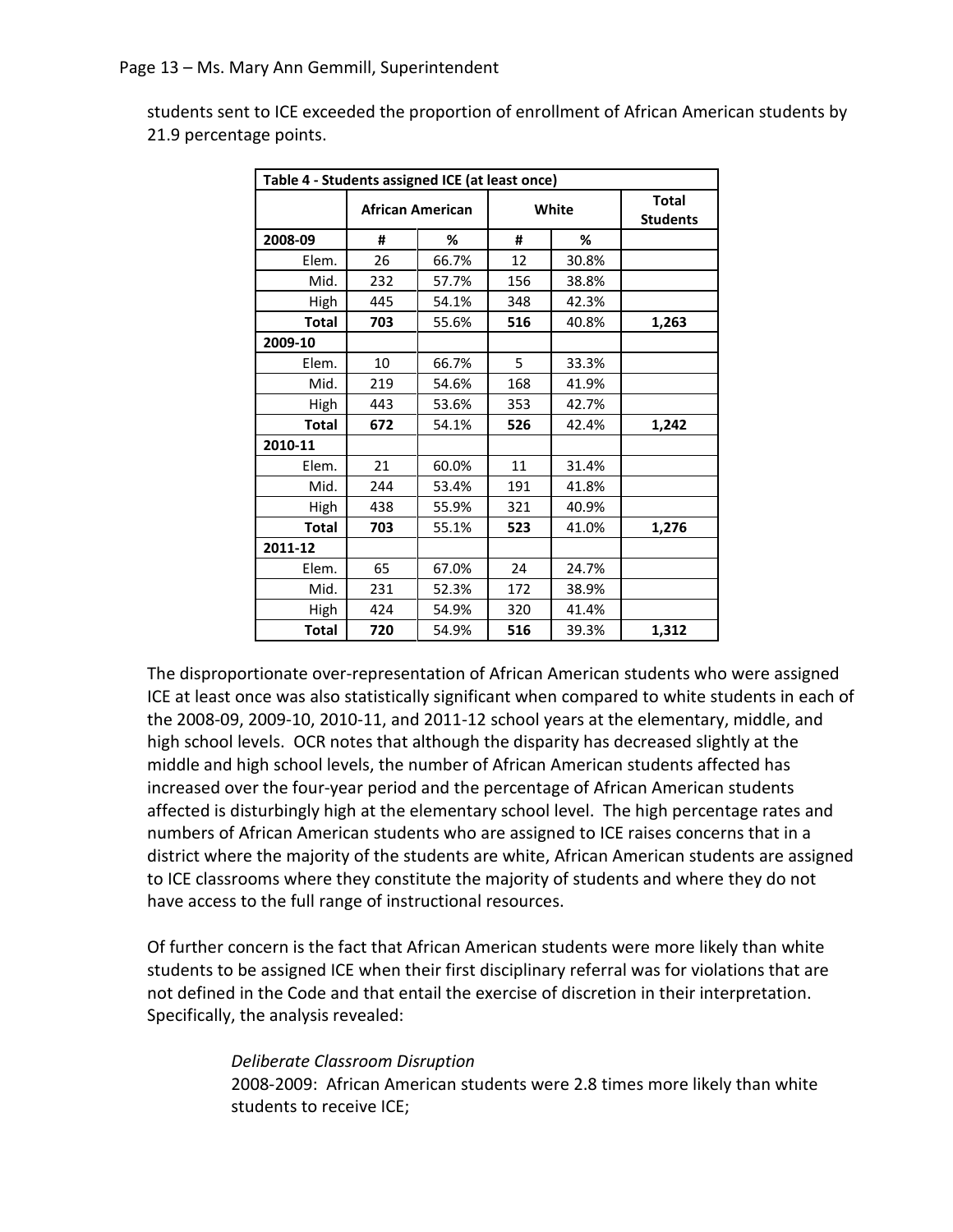students sent to ICE exceeded the proportion of enrollment of African American students by 21.9 percentage points.

| Table 4 - Students assigned ICE (at least once) | | | | | |
|---|---|---|---|---|---|
| | **African American** | | **White** | | **Total Students** |
| **2008-09** | **#** | **%** | **#** | **%** | |
| Elem. | 26 | 66.7% | 12 | 30.8% | |
| Mid. | 232 | 57.7% | 156 | 38.8% | |
| High | 445 | 54.1% | 348 | 42.3% | |
| **Total** | **703** | 55.6% | **516** | 40.8% | **1,263** |
| **2009-10** | | | | | |
| Elem. | 10 | 66.7% | 5 | 33.3% | |
| Mid. | 219 | 54.6% | 168 | 41.9% | |
| High | 443 | 53.6% | 353 | 42.7% | |
| **Total** | **672** | 54.1% | **526** | 42.4% | **1,242** |
| **2010-11** | | | | | |
| Elem. | 21 | 60.0% | 11 | 31.4% | |
| Mid. | 244 | 53.4% | 191 | 41.8% | |
| High | 438 | 55.9% | 321 | 40.9% | |
| **Total** | **703** | 55.1% | **523** | 41.0% | **1,276** |
| **2011-12** | | | | | |
| Elem. | 65 | 67.0% | 24 | 24.7% | |
| Mid. | 231 | 52.3% | 172 | 38.9% | |
| High | 424 | 54.9% | 320 | 41.4% | |
| **Total** | **720** | 54.9% | **516** | 39.3% | **1,312** |

The disproportionate over-representation of African American students who were assigned ICE at least once was also statistically significant when compared to white students in each of the 2008-09, 2009-10, 2010-11, and 2011-12 school years at the elementary, middle, and high school levels. OCR notes that although the disparity has decreased slightly at the middle and high school levels, the number of African American students affected has increased over the four-year period and the percentage of African American students affected is disturbingly high at the elementary school level. The high percentage rates and numbers of African American students who are assigned to ICE raises concerns that in a district where the majority of the students are white, African American students are assigned to ICE classrooms where they constitute the majority of students and where they do not have access to the full range of instructional resources.

Of further concern is the fact that African American students were more likely than white students to be assigned ICE when their first disciplinary referral was for violations that are not defined in the Code and that entail the exercise of discretion in their interpretation. Specifically, the analysis revealed:

*Deliberate Classroom Disruption*
2008-2009: African American students were 2.8 times more likely than white students to receive ICE;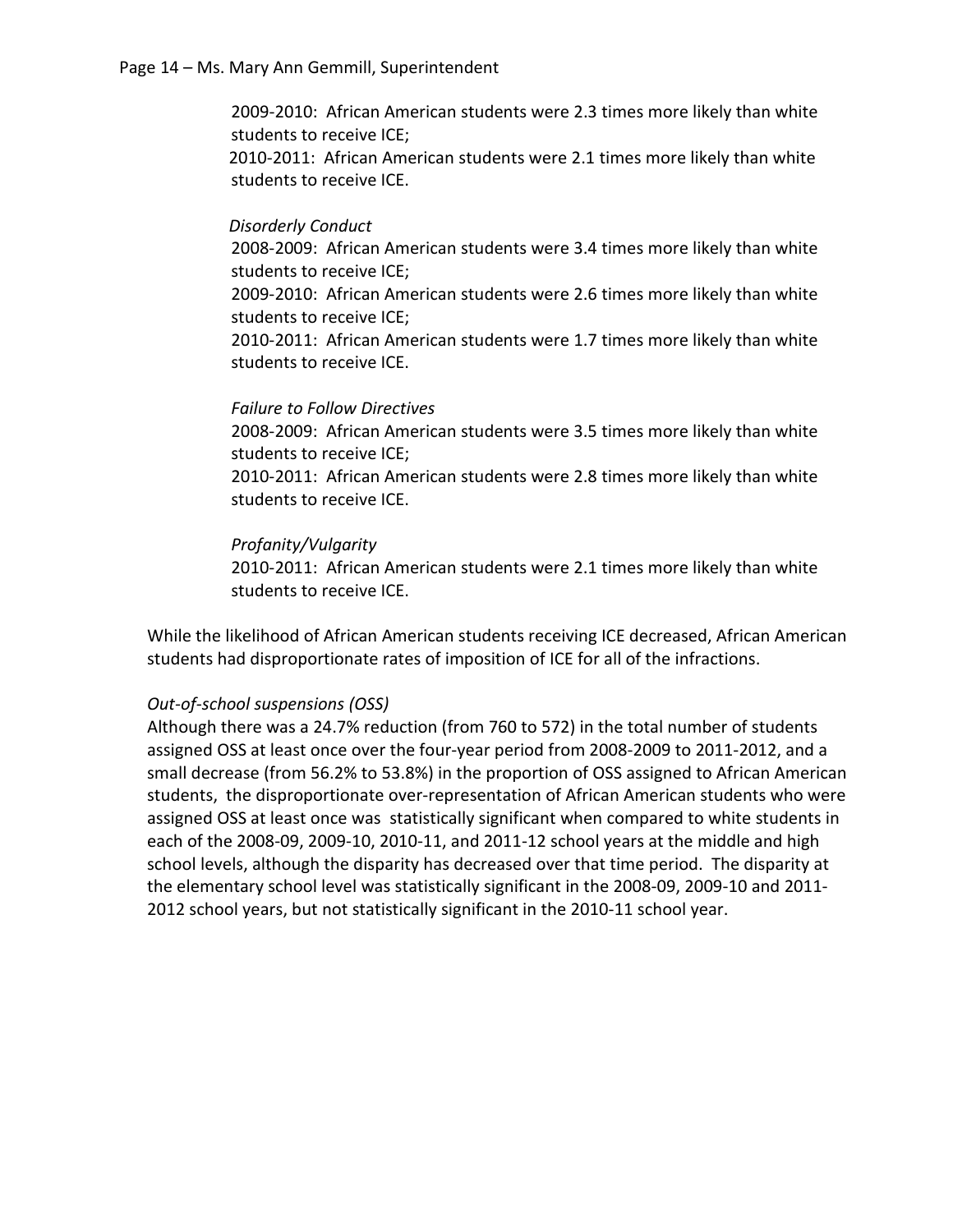2009-2010: African American students were 2.3 times more likely than white students to receive ICE;
2010-2011: African American students were 2.1 times more likely than white students to receive ICE.

*Disorderly Conduct*
2008-2009: African American students were 3.4 times more likely than white students to receive ICE;
2009-2010: African American students were 2.6 times more likely than white students to receive ICE;
2010-2011: African American students were 1.7 times more likely than white students to receive ICE.

*Failure to Follow Directives*
2008-2009: African American students were 3.5 times more likely than white students to receive ICE;
2010-2011: African American students were 2.8 times more likely than white students to receive ICE.

*Profanity/Vulgarity*
2010-2011: African American students were 2.1 times more likely than white students to receive ICE.

While the likelihood of African American students receiving ICE decreased, African American students had disproportionate rates of imposition of ICE for all of the infractions.

*Out-of-school suspensions (OSS)*
Although there was a 24.7% reduction (from 760 to 572) in the total number of students assigned OSS at least once over the four-year period from 2008-2009 to 2011-2012, and a small decrease (from 56.2% to 53.8%) in the proportion of OSS assigned to African American students, the disproportionate over-representation of African American students who were assigned OSS at least once was statistically significant when compared to white students in each of the 2008-09, 2009-10, 2010-11, and 2011-12 school years at the middle and high school levels, although the disparity has decreased over that time period. The disparity at the elementary school level was statistically significant in the 2008-09, 2009-10 and 2011-2012 school years, but not statistically significant in the 2010-11 school year.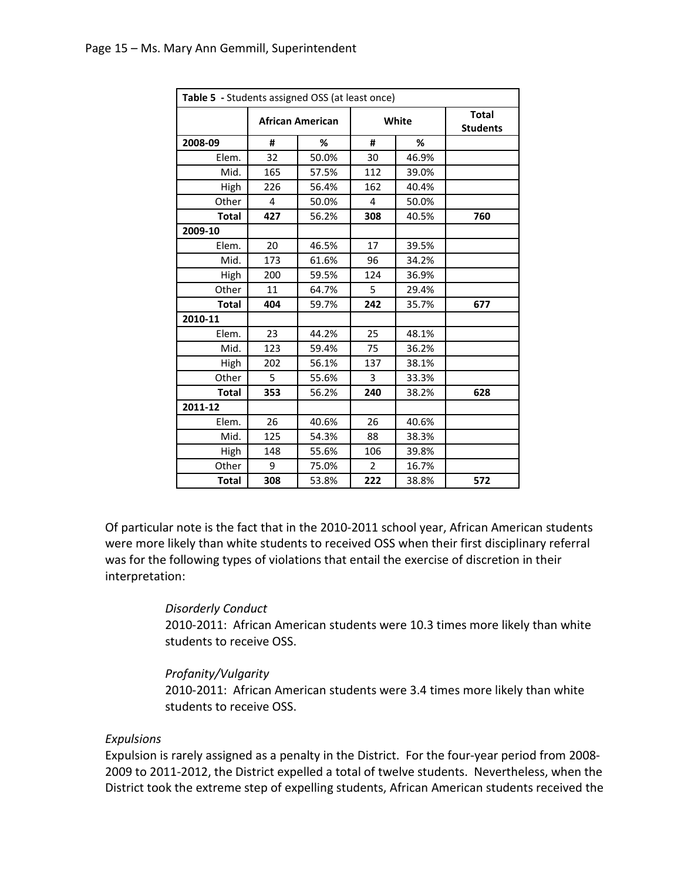| **Table 5** - Students assigned OSS (at least once) | | | | | |
|---|---|---|---|---|---|
| | **African American** | | **White** | | **Total Students** |
| **2008-09** | **#** | **%** | **#** | **%** | |
| Elem. | 32 | 50.0% | 30 | 46.9% | |
| Mid. | 165 | 57.5% | 112 | 39.0% | |
| High | 226 | 56.4% | 162 | 40.4% | |
| Other | 4 | 50.0% | 4 | 50.0% | |
| **Total** | **427** | 56.2% | **308** | 40.5% | **760** |
| **2009-10** | | | | | |
| Elem. | 20 | 46.5% | 17 | 39.5% | |
| Mid. | 173 | 61.6% | 96 | 34.2% | |
| High | 200 | 59.5% | 124 | 36.9% | |
| Other | 11 | 64.7% | 5 | 29.4% | |
| **Total** | **404** | 59.7% | **242** | 35.7% | **677** |
| **2010-11** | | | | | |
| Elem. | 23 | 44.2% | 25 | 48.1% | |
| Mid. | 123 | 59.4% | 75 | 36.2% | |
| High | 202 | 56.1% | 137 | 38.1% | |
| Other | 5 | 55.6% | 3 | 33.3% | |
| **Total** | **353** | 56.2% | **240** | 38.2% | **628** |
| **2011-12** | | | | | |
| Elem. | 26 | 40.6% | 26 | 40.6% | |
| Mid. | 125 | 54.3% | 88 | 38.3% | |
| High | 148 | 55.6% | 106 | 39.8% | |
| Other | 9 | 75.0% | 2 | 16.7% | |
| **Total** | **308** | 53.8% | **222** | 38.8% | **572** |

Of particular note is the fact that in the 2010-2011 school year, African American students were more likely than white students to received OSS when their first disciplinary referral was for the following types of violations that entail the exercise of discretion in their interpretation:

> *Disorderly Conduct*
> 2010-2011: African American students were 10.3 times more likely than white students to receive OSS.
>
> *Profanity/Vulgarity*
> 2010-2011: African American students were 3.4 times more likely than white students to receive OSS.

*Expulsions*
Expulsion is rarely assigned as a penalty in the District. For the four-year period from 2008-2009 to 2011-2012, the District expelled a total of twelve students. Nevertheless, when the District took the extreme step of expelling students, African American students received the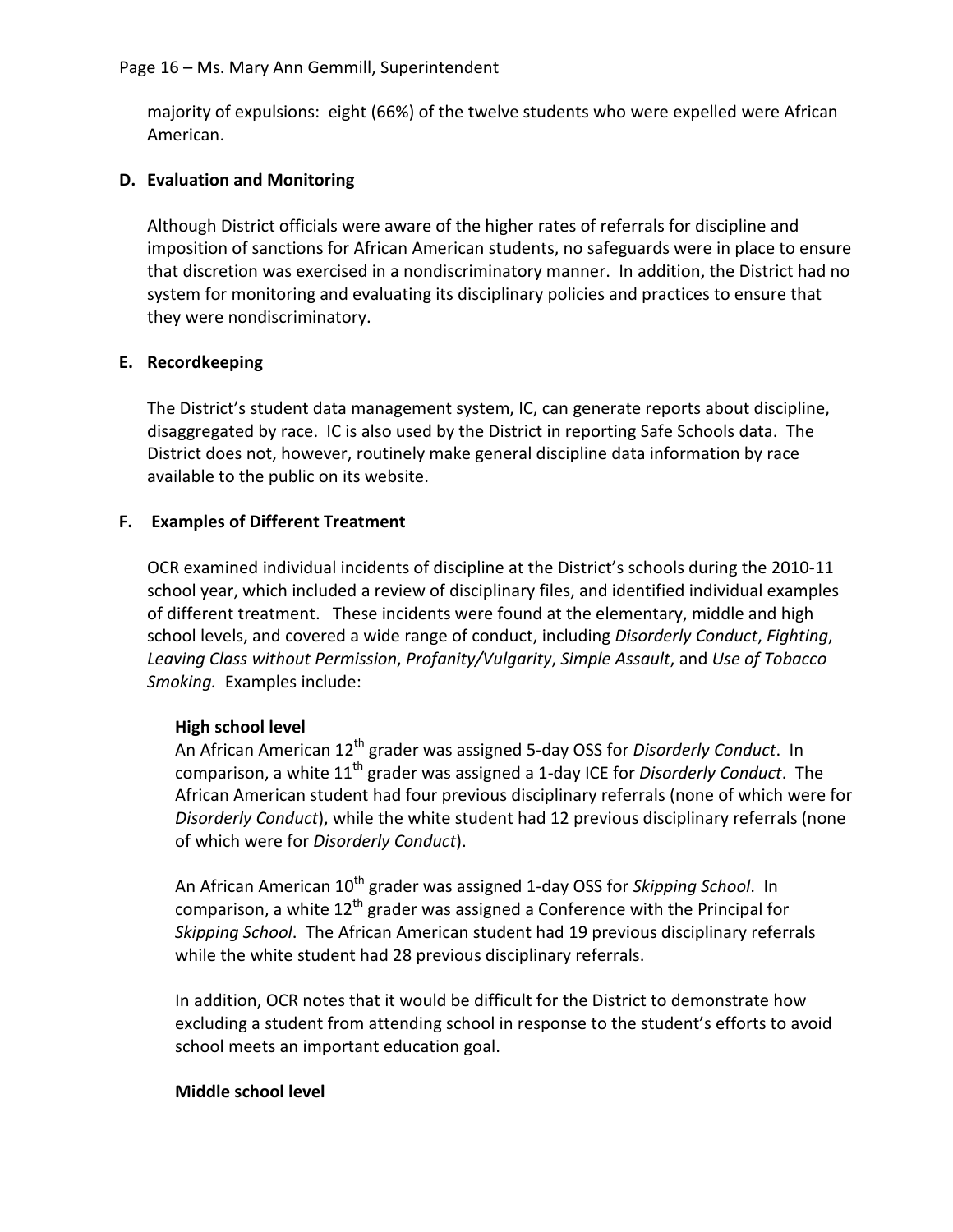majority of expulsions: eight (66%) of the twelve students who were expelled were African American.

**D. Evaluation and Monitoring**

Although District officials were aware of the higher rates of referrals for discipline and imposition of sanctions for African American students, no safeguards were in place to ensure that discretion was exercised in a nondiscriminatory manner. In addition, the District had no system for monitoring and evaluating its disciplinary policies and practices to ensure that they were nondiscriminatory.

**E. Recordkeeping**

The District's student data management system, IC, can generate reports about discipline, disaggregated by race. IC is also used by the District in reporting Safe Schools data. The District does not, however, routinely make general discipline data information by race available to the public on its website.

**F. Examples of Different Treatment**

OCR examined individual incidents of discipline at the District's schools during the 2010-11 school year, which included a review of disciplinary files, and identified individual examples of different treatment. These incidents were found at the elementary, middle and high school levels, and covered a wide range of conduct, including *Disorderly Conduct*, *Fighting*, *Leaving Class without Permission*, *Profanity/Vulgarity*, *Simple Assault*, and *Use of Tobacco Smoking.* Examples include:

**High school level**

An African American 12th grader was assigned 5-day OSS for *Disorderly Conduct*. In comparison, a white 11th grader was assigned a 1-day ICE for *Disorderly Conduct*. The African American student had four previous disciplinary referrals (none of which were for *Disorderly Conduct*), while the white student had 12 previous disciplinary referrals (none of which were for *Disorderly Conduct*).

An African American 10th grader was assigned 1-day OSS for *Skipping School*. In comparison, a white 12th grader was assigned a Conference with the Principal for *Skipping School*. The African American student had 19 previous disciplinary referrals while the white student had 28 previous disciplinary referrals.

In addition, OCR notes that it would be difficult for the District to demonstrate how excluding a student from attending school in response to the student's efforts to avoid school meets an important education goal.

**Middle school level**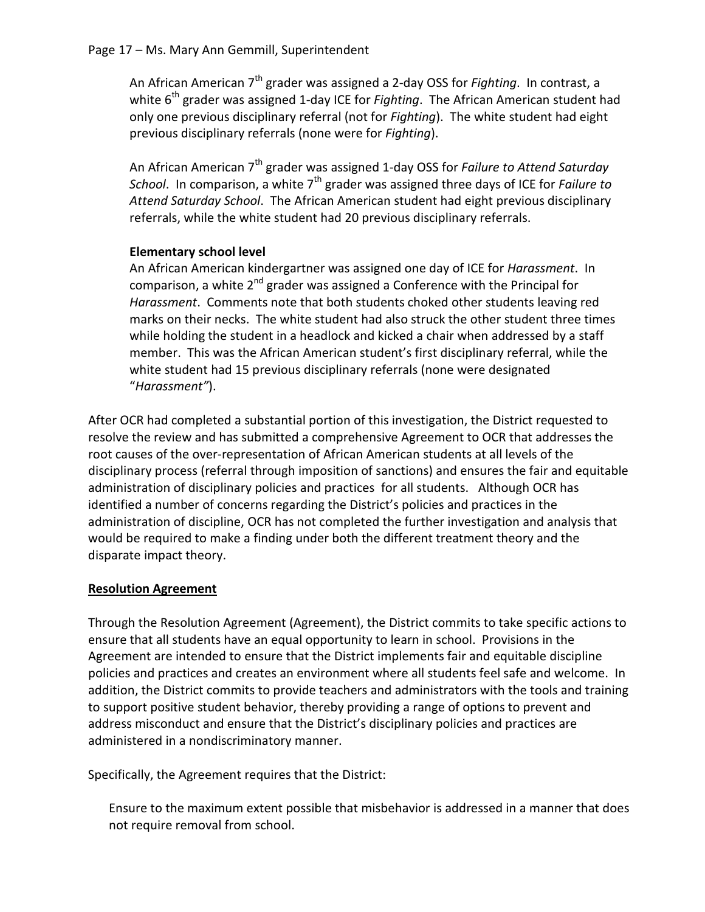An African American 7th grader was assigned a 2-day OSS for *Fighting*. In contrast, a white 6th grader was assigned 1-day ICE for *Fighting*. The African American student had only one previous disciplinary referral (not for *Fighting*). The white student had eight previous disciplinary referrals (none were for *Fighting*).

An African American 7th grader was assigned 1-day OSS for *Failure to Attend Saturday School*. In comparison, a white 7th grader was assigned three days of ICE for *Failure to Attend Saturday School*. The African American student had eight previous disciplinary referrals, while the white student had 20 previous disciplinary referrals.

**Elementary school level**

An African American kindergartner was assigned one day of ICE for *Harassment*. In comparison, a white 2nd grader was assigned a Conference with the Principal for *Harassment*. Comments note that both students choked other students leaving red marks on their necks. The white student had also struck the other student three times while holding the student in a headlock and kicked a chair when addressed by a staff member. This was the African American student's first disciplinary referral, while the white student had 15 previous disciplinary referrals (none were designated "*Harassment"*).

After OCR had completed a substantial portion of this investigation, the District requested to resolve the review and has submitted a comprehensive Agreement to OCR that addresses the root causes of the over-representation of African American students at all levels of the disciplinary process (referral through imposition of sanctions) and ensures the fair and equitable administration of disciplinary policies and practices for all students. Although OCR has identified a number of concerns regarding the District's policies and practices in the administration of discipline, OCR has not completed the further investigation and analysis that would be required to make a finding under both the different treatment theory and the disparate impact theory.

## Resolution Agreement

Through the Resolution Agreement (Agreement), the District commits to take specific actions to ensure that all students have an equal opportunity to learn in school. Provisions in the Agreement are intended to ensure that the District implements fair and equitable discipline policies and practices and creates an environment where all students feel safe and welcome. In addition, the District commits to provide teachers and administrators with the tools and training to support positive student behavior, thereby providing a range of options to prevent and address misconduct and ensure that the District's disciplinary policies and practices are administered in a nondiscriminatory manner.

Specifically, the Agreement requires that the District:

Ensure to the maximum extent possible that misbehavior is addressed in a manner that does not require removal from school.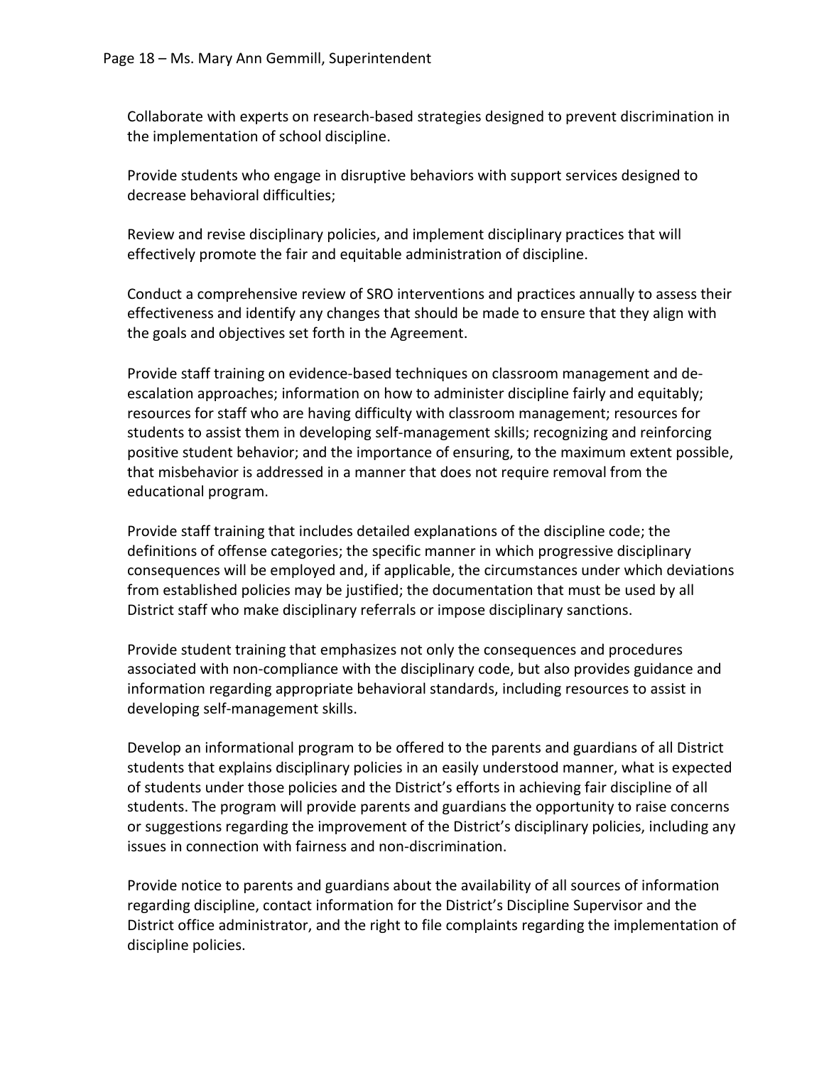Collaborate with experts on research-based strategies designed to prevent discrimination in the implementation of school discipline.

Provide students who engage in disruptive behaviors with support services designed to decrease behavioral difficulties;

Review and revise disciplinary policies, and implement disciplinary practices that will effectively promote the fair and equitable administration of discipline.

Conduct a comprehensive review of SRO interventions and practices annually to assess their effectiveness and identify any changes that should be made to ensure that they align with the goals and objectives set forth in the Agreement.

Provide staff training on evidence-based techniques on classroom management and de-escalation approaches; information on how to administer discipline fairly and equitably; resources for staff who are having difficulty with classroom management; resources for students to assist them in developing self-management skills; recognizing and reinforcing positive student behavior; and the importance of ensuring, to the maximum extent possible, that misbehavior is addressed in a manner that does not require removal from the educational program.

Provide staff training that includes detailed explanations of the discipline code; the definitions of offense categories; the specific manner in which progressive disciplinary consequences will be employed and, if applicable, the circumstances under which deviations from established policies may be justified; the documentation that must be used by all District staff who make disciplinary referrals or impose disciplinary sanctions.

Provide student training that emphasizes not only the consequences and procedures associated with non-compliance with the disciplinary code, but also provides guidance and information regarding appropriate behavioral standards, including resources to assist in developing self-management skills.

Develop an informational program to be offered to the parents and guardians of all District students that explains disciplinary policies in an easily understood manner, what is expected of students under those policies and the District's efforts in achieving fair discipline of all students. The program will provide parents and guardians the opportunity to raise concerns or suggestions regarding the improvement of the District's disciplinary policies, including any issues in connection with fairness and non-discrimination.

Provide notice to parents and guardians about the availability of all sources of information regarding discipline, contact information for the District's Discipline Supervisor and the District office administrator, and the right to file complaints regarding the implementation of discipline policies.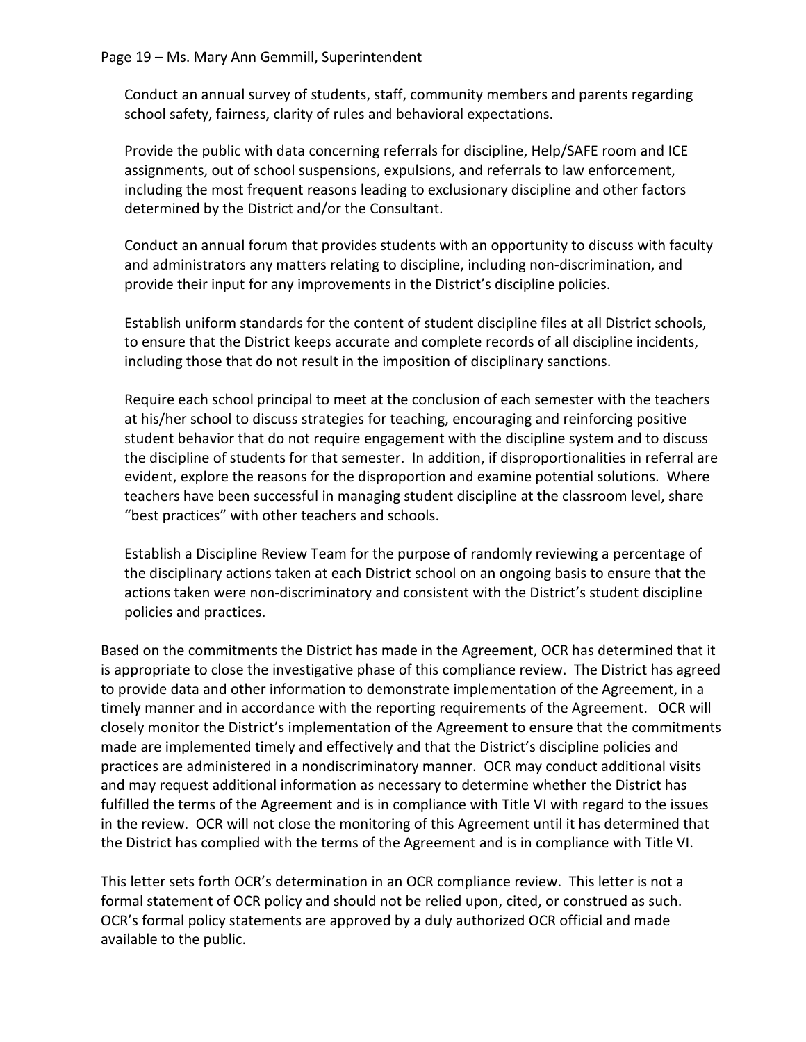Conduct an annual survey of students, staff, community members and parents regarding school safety, fairness, clarity of rules and behavioral expectations.

Provide the public with data concerning referrals for discipline, Help/SAFE room and ICE assignments, out of school suspensions, expulsions, and referrals to law enforcement, including the most frequent reasons leading to exclusionary discipline and other factors determined by the District and/or the Consultant.

Conduct an annual forum that provides students with an opportunity to discuss with faculty and administrators any matters relating to discipline, including non-discrimination, and provide their input for any improvements in the District's discipline policies.

Establish uniform standards for the content of student discipline files at all District schools, to ensure that the District keeps accurate and complete records of all discipline incidents, including those that do not result in the imposition of disciplinary sanctions.

Require each school principal to meet at the conclusion of each semester with the teachers at his/her school to discuss strategies for teaching, encouraging and reinforcing positive student behavior that do not require engagement with the discipline system and to discuss the discipline of students for that semester. In addition, if disproportionalities in referral are evident, explore the reasons for the disproportion and examine potential solutions. Where teachers have been successful in managing student discipline at the classroom level, share "best practices" with other teachers and schools.

Establish a Discipline Review Team for the purpose of randomly reviewing a percentage of the disciplinary actions taken at each District school on an ongoing basis to ensure that the actions taken were non-discriminatory and consistent with the District's student discipline policies and practices.

Based on the commitments the District has made in the Agreement, OCR has determined that it is appropriate to close the investigative phase of this compliance review. The District has agreed to provide data and other information to demonstrate implementation of the Agreement, in a timely manner and in accordance with the reporting requirements of the Agreement. OCR will closely monitor the District's implementation of the Agreement to ensure that the commitments made are implemented timely and effectively and that the District's discipline policies and practices are administered in a nondiscriminatory manner. OCR may conduct additional visits and may request additional information as necessary to determine whether the District has fulfilled the terms of the Agreement and is in compliance with Title VI with regard to the issues in the review. OCR will not close the monitoring of this Agreement until it has determined that the District has complied with the terms of the Agreement and is in compliance with Title VI.

This letter sets forth OCR's determination in an OCR compliance review. This letter is not a formal statement of OCR policy and should not be relied upon, cited, or construed as such. OCR's formal policy statements are approved by a duly authorized OCR official and made available to the public.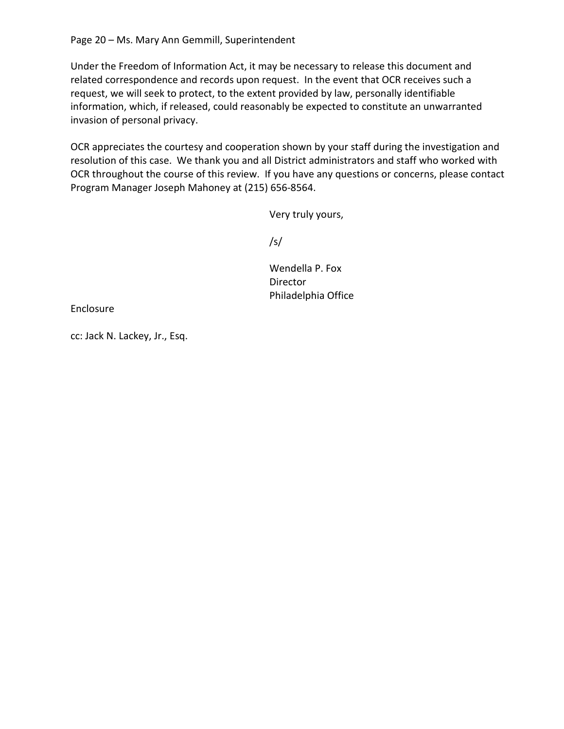Under the Freedom of Information Act, it may be necessary to release this document and related correspondence and records upon request. In the event that OCR receives such a request, we will seek to protect, to the extent provided by law, personally identifiable information, which, if released, could reasonably be expected to constitute an unwarranted invasion of personal privacy.

OCR appreciates the courtesy and cooperation shown by your staff during the investigation and resolution of this case. We thank you and all District administrators and staff who worked with OCR throughout the course of this review. If you have any questions or concerns, please contact Program Manager Joseph Mahoney at (215) 656-8564.

Very truly yours,

/s/

Wendella P. Fox
Director
Philadelphia Office

Enclosure

cc: Jack N. Lackey, Jr., Esq.